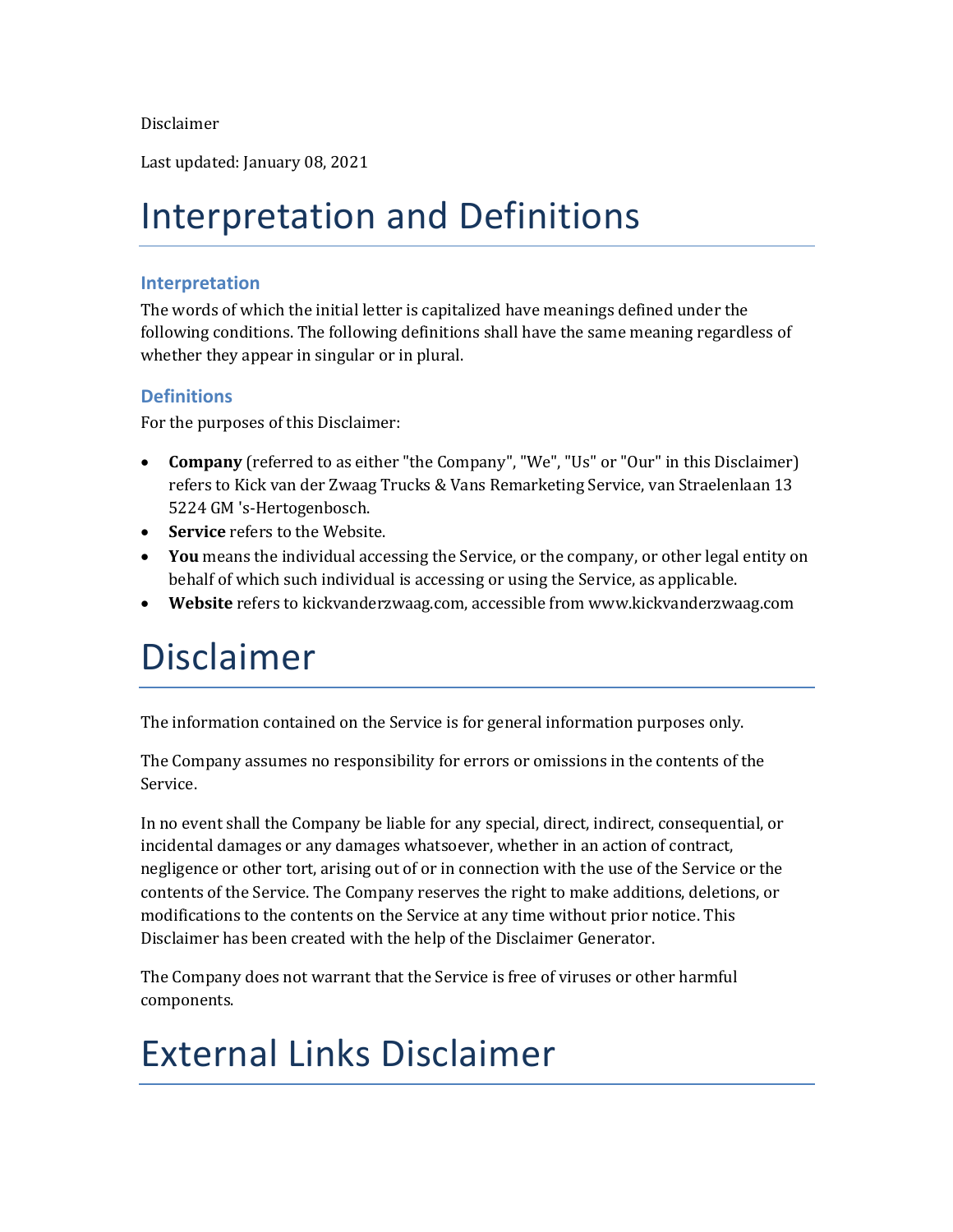Disclaimer

Last updated: January 08, 2021

# Interpretation and Definitions

### Interpretation

The words of which the initial letter is capitalized have meanings defined under the following conditions. The following definitions shall have the same meaning regardless of whether they appear in singular or in plural.

### Definitions

For the purposes of this Disclaimer:

- **Company** (referred to as either "the Company", "We", "Us" or "Our" in this Disclaimer) refers to Kick van der Zwaag Trucks & Vans Remarketing Service, van Straelenlaan 13 5224 GM 's-Hertogenbosch.
- **Service** refers to the Website.
- **You** means the individual accessing the Service, or the company, or other legal entity on behalf of which such individual is accessing or using the Service, as applicable.
- **Website** refers to kickvanderzwaag.com, accessible from www.kickvanderzwaag.com

# Disclaimer

The information contained on the Service is for general information purposes only.

The Company assumes no responsibility for errors or omissions in the contents of the Service.

In no event shall the Company be liable for any special, direct, indirect, consequential, or incidental damages or any damages whatsoever, whether in an action of contract, negligence or other tort, arising out of or in connection with the use of the Service or the contents of the Service. The Company reserves the right to make additions, deletions, or modifications to the contents on the Service at any time without prior notice. This Disclaimer has been created with the help of the Disclaimer Generator.

The Company does not warrant that the Service is free of viruses or other harmful components.

# External Links Disclaimer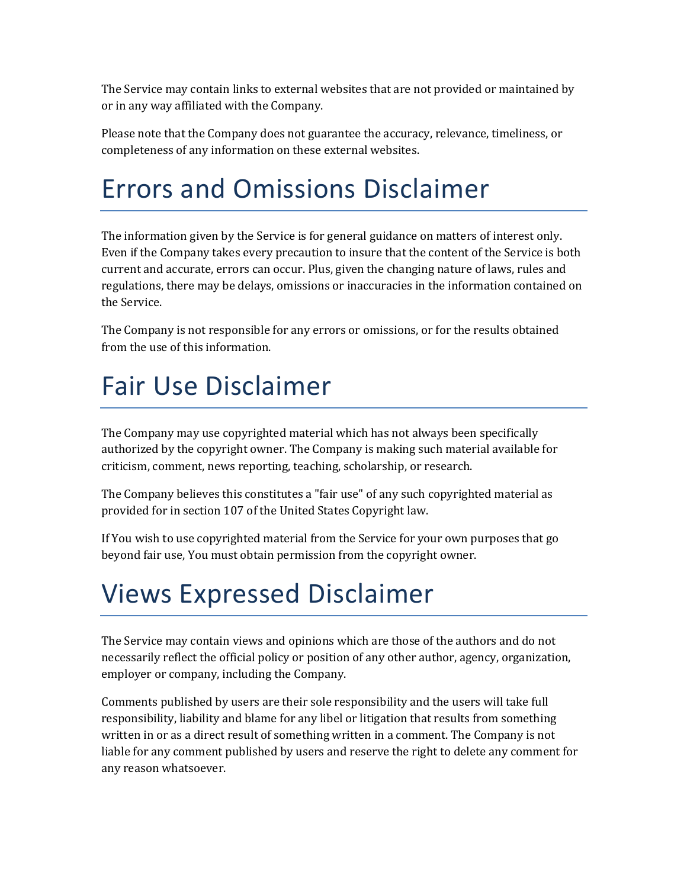The Service may contain links to external websites that are not provided or maintained by or in any way affiliated with the Company.

Please note that the Company does not guarantee the accuracy, relevance, timeliness, or completeness of any information on these external websites.

# Errors and Omissions Disclaimer

The information given by the Service is for general guidance on matters of interest only. Even if the Company takes every precaution to insure that the content of the Service is both current and accurate, errors can occur. Plus, given the changing nature of laws, rules and regulations, there may be delays, omissions or inaccuracies in the information contained on the Service.

The Company is not responsible for any errors or omissions, or for the results obtained from the use of this information.

# Fair Use Disclaimer

The Company may use copyrighted material which has not always been specifically authorized by the copyright owner. The Company is making such material available for criticism, comment, news reporting, teaching, scholarship, or research.

The Company believes this constitutes a "fair use" of any such copyrighted material as provided for in section 107 of the United States Copyright law.

If You wish to use copyrighted material from the Service for your own purposes that go beyond fair use, You must obtain permission from the copyright owner.

# Views Expressed Disclaimer

The Service may contain views and opinions which are those of the authors and do not necessarily reflect the official policy or position of any other author, agency, organization, employer or company, including the Company.

Comments published by users are their sole responsibility and the users will take full responsibility, liability and blame for any libel or litigation that results from something written in or as a direct result of something written in a comment. The Company is not liable for any comment published by users and reserve the right to delete any comment for any reason whatsoever.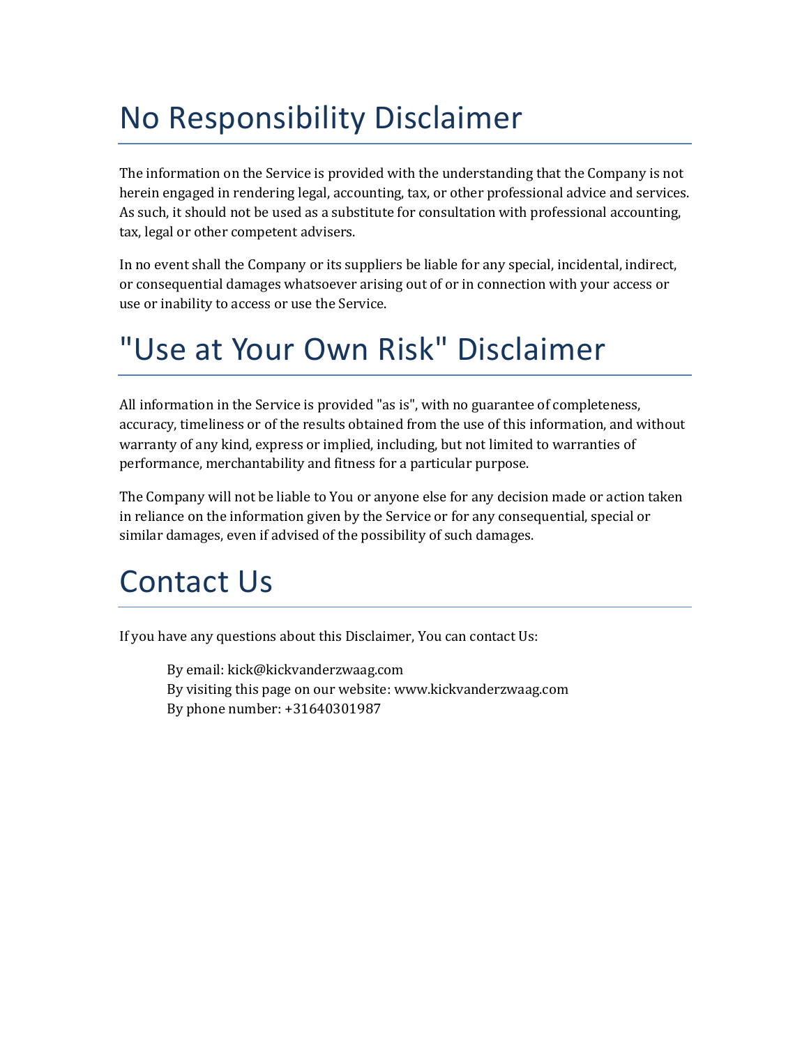# No Responsibility Disclaimer

The information on the Service is provided with the understanding that the Company is not herein engaged in rendering legal, accounting, tax, or other professional advice and services. As such, it should not be used as a substitute for consultation with professional accounting, tax, legal or other competent advisers.

In no event shall the Company or its suppliers be liable for any special, incidental, indirect, or consequential damages whatsoever arising out of or in connection with your access or use or inability to access or use the Service.

# "Use at Your Own Risk" Disclaimer

All information in the Service is provided "as is", with no guarantee of completeness, accuracy, timeliness or of the results obtained from the use of this information, and without warranty of any kind, express or implied, including, but not limited to warranties of performance, merchantability and fitness for a particular purpose.

The Company will not be liable to You or anyone else for any decision made or action taken in reliance on the information given by the Service or for any consequential, special or similar damages, even if advised of the possibility of such damages.

# Contact Us

If you have any questions about this Disclaimer, You can contact Us:

By email: kick@kickvanderzwaag.com
By visiting this page on our website: www.kickvanderzwaag.com
By phone number: +31640301987